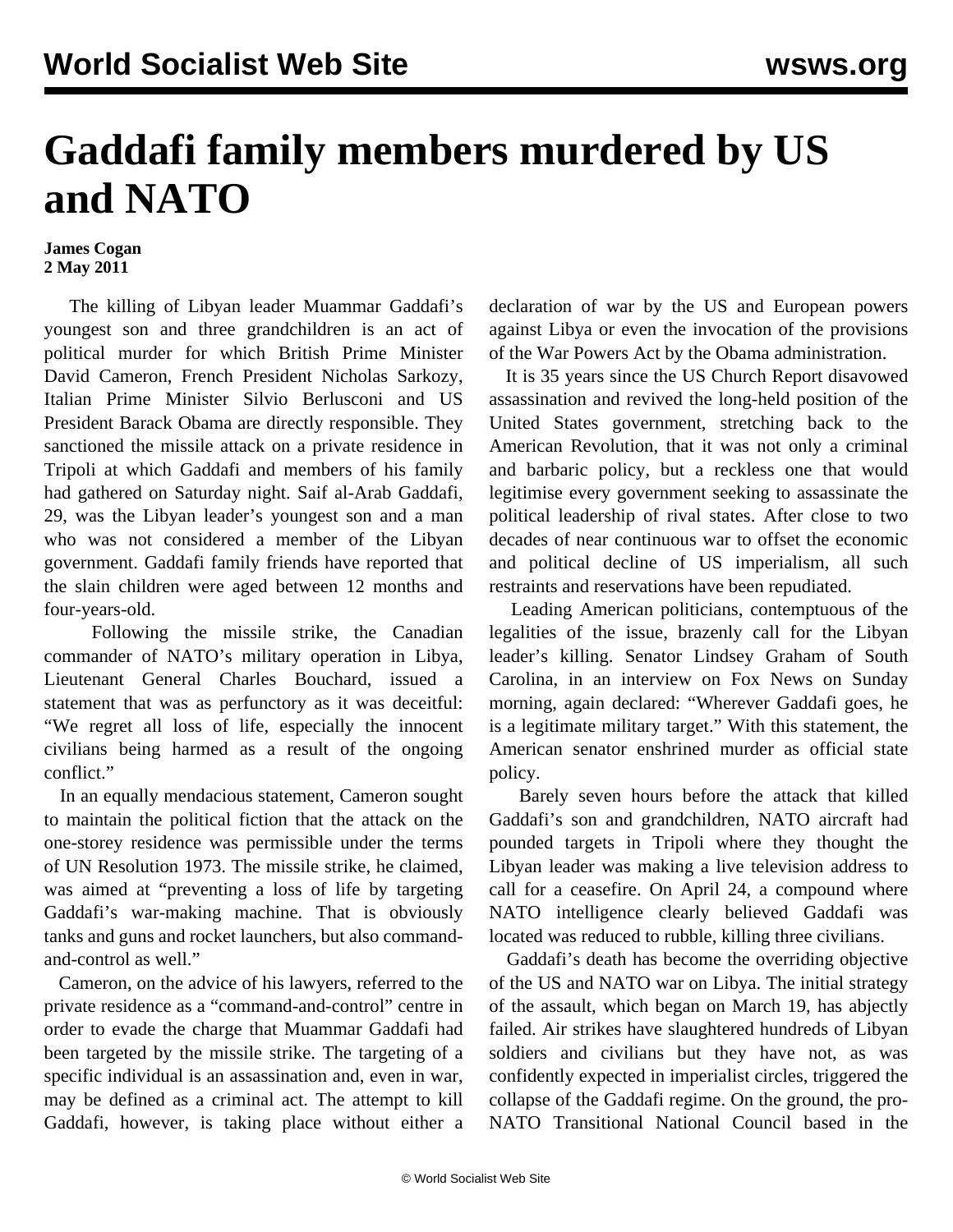# Gaddafi family members murdered by US and NATO

**James Cogan**
**2 May 2011**

The killing of Libyan leader Muammar Gaddafi's youngest son and three grandchildren is an act of political murder for which British Prime Minister David Cameron, French President Nicholas Sarkozy, Italian Prime Minister Silvio Berlusconi and US President Barack Obama are directly responsible. They sanctioned the missile attack on a private residence in Tripoli at which Gaddafi and members of his family had gathered on Saturday night. Saif al-Arab Gaddafi, 29, was the Libyan leader's youngest son and a man who was not considered a member of the Libyan government. Gaddafi family friends have reported that the slain children were aged between 12 months and four-years-old.

Following the missile strike, the Canadian commander of NATO's military operation in Libya, Lieutenant General Charles Bouchard, issued a statement that was as perfunctory as it was deceitful: "We regret all loss of life, especially the innocent civilians being harmed as a result of the ongoing conflict."

In an equally mendacious statement, Cameron sought to maintain the political fiction that the attack on the one-storey residence was permissible under the terms of UN Resolution 1973. The missile strike, he claimed, was aimed at "preventing a loss of life by targeting Gaddafi's war-making machine. That is obviously tanks and guns and rocket launchers, but also command-and-control as well."

Cameron, on the advice of his lawyers, referred to the private residence as a "command-and-control" centre in order to evade the charge that Muammar Gaddafi had been targeted by the missile strike. The targeting of a specific individual is an assassination and, even in war, may be defined as a criminal act. The attempt to kill Gaddafi, however, is taking place without either a declaration of war by the US and European powers against Libya or even the invocation of the provisions of the War Powers Act by the Obama administration.

It is 35 years since the US Church Report disavowed assassination and revived the long-held position of the United States government, stretching back to the American Revolution, that it was not only a criminal and barbaric policy, but a reckless one that would legitimise every government seeking to assassinate the political leadership of rival states. After close to two decades of near continuous war to offset the economic and political decline of US imperialism, all such restraints and reservations have been repudiated.

Leading American politicians, contemptuous of the legalities of the issue, brazenly call for the Libyan leader's killing. Senator Lindsey Graham of South Carolina, in an interview on Fox News on Sunday morning, again declared: "Wherever Gaddafi goes, he is a legitimate military target." With this statement, the American senator enshrined murder as official state policy.

Barely seven hours before the attack that killed Gaddafi's son and grandchildren, NATO aircraft had pounded targets in Tripoli where they thought the Libyan leader was making a live television address to call for a ceasefire. On April 24, a compound where NATO intelligence clearly believed Gaddafi was located was reduced to rubble, killing three civilians.

Gaddafi's death has become the overriding objective of the US and NATO war on Libya. The initial strategy of the assault, which began on March 19, has abjectly failed. Air strikes have slaughtered hundreds of Libyan soldiers and civilians but they have not, as was confidently expected in imperialist circles, triggered the collapse of the Gaddafi regime. On the ground, the pro-NATO Transitional National Council based in the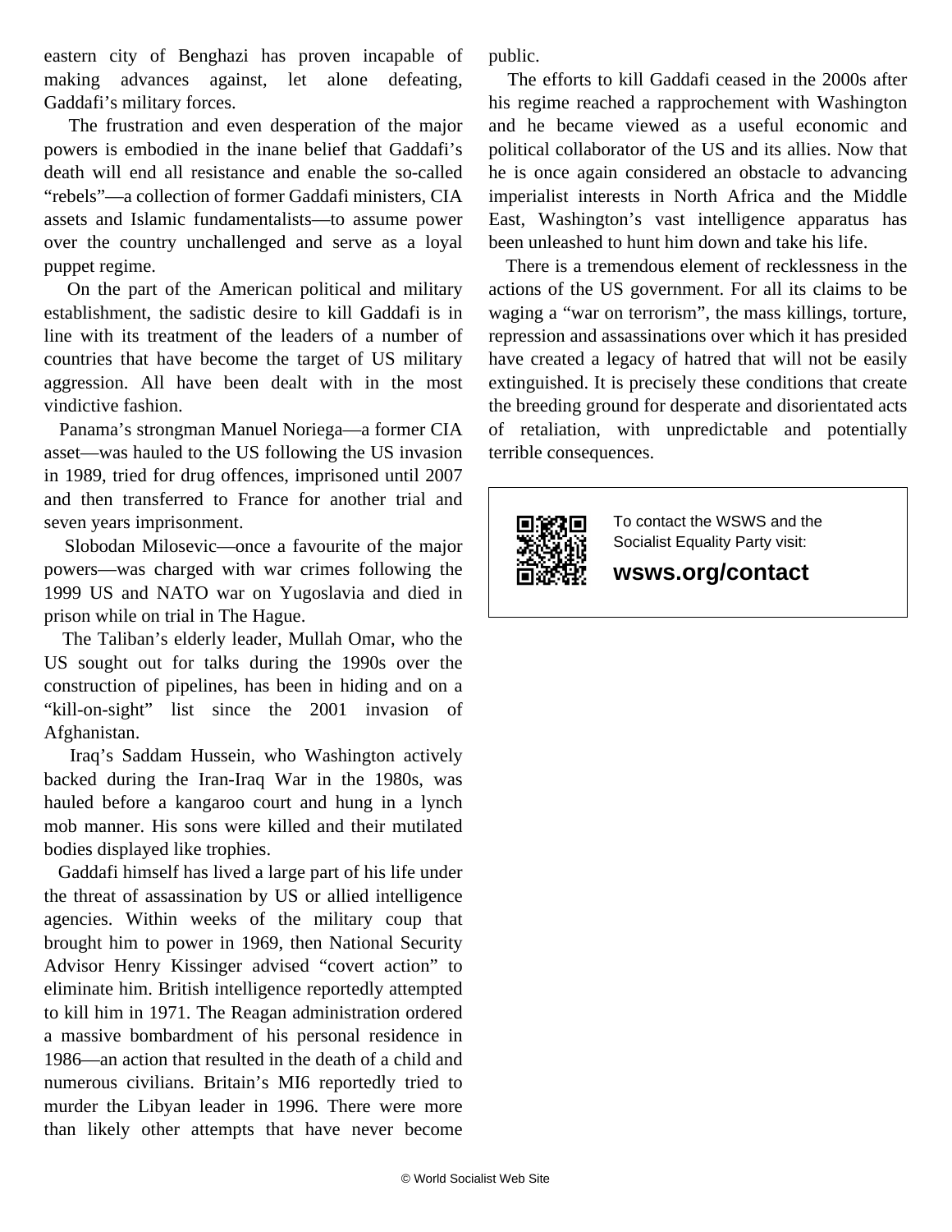eastern city of Benghazi has proven incapable of making advances against, let alone defeating, Gaddafi's military forces.

The frustration and even desperation of the major powers is embodied in the inane belief that Gaddafi's death will end all resistance and enable the so-called "rebels"—a collection of former Gaddafi ministers, CIA assets and Islamic fundamentalists—to assume power over the country unchallenged and serve as a loyal puppet regime.

On the part of the American political and military establishment, the sadistic desire to kill Gaddafi is in line with its treatment of the leaders of a number of countries that have become the target of US military aggression. All have been dealt with in the most vindictive fashion.

Panama's strongman Manuel Noriega—a former CIA asset—was hauled to the US following the US invasion in 1989, tried for drug offences, imprisoned until 2007 and then transferred to France for another trial and seven years imprisonment.

Slobodan Milosevic—once a favourite of the major powers—was charged with war crimes following the 1999 US and NATO war on Yugoslavia and died in prison while on trial in The Hague.

The Taliban's elderly leader, Mullah Omar, who the US sought out for talks during the 1990s over the construction of pipelines, has been in hiding and on a "kill-on-sight" list since the 2001 invasion of Afghanistan.

Iraq's Saddam Hussein, who Washington actively backed during the Iran-Iraq War in the 1980s, was hauled before a kangaroo court and hung in a lynch mob manner. His sons were killed and their mutilated bodies displayed like trophies.

Gaddafi himself has lived a large part of his life under the threat of assassination by US or allied intelligence agencies. Within weeks of the military coup that brought him to power in 1969, then National Security Advisor Henry Kissinger advised "covert action" to eliminate him. British intelligence reportedly attempted to kill him in 1971. The Reagan administration ordered a massive bombardment of his personal residence in 1986—an action that resulted in the death of a child and numerous civilians. Britain's MI6 reportedly tried to murder the Libyan leader in 1996. There were more than likely other attempts that have never become public.

The efforts to kill Gaddafi ceased in the 2000s after his regime reached a rapprochement with Washington and he became viewed as a useful economic and political collaborator of the US and its allies. Now that he is once again considered an obstacle to advancing imperialist interests in North Africa and the Middle East, Washington's vast intelligence apparatus has been unleashed to hunt him down and take his life.

There is a tremendous element of recklessness in the actions of the US government. For all its claims to be waging a "war on terrorism", the mass killings, torture, repression and assassinations over which it has presided have created a legacy of hatred that will not be easily extinguished. It is precisely these conditions that create the breeding ground for desperate and disorientated acts of retaliation, with unpredictable and potentially terrible consequences.

To contact the WSWS and the Socialist Equality Party visit:

**wsws.org/contact**